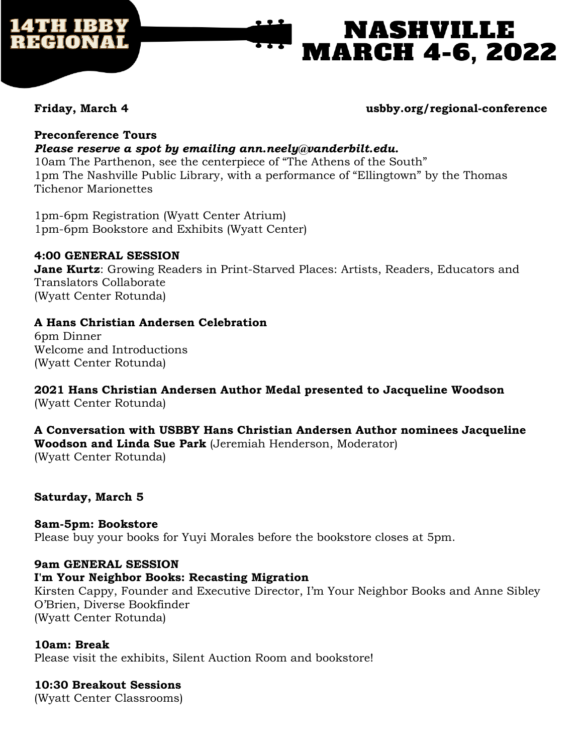# 14TH IBBY REGIONAL

# NASHVILLE MARCH 4-6, 2022

**Friday, March 4** **usbby.org/regional-conference**

**Preconference Tours**

***Please reserve a spot by emailing ann.neely@vanderbilt.edu.***

10am The Parthenon, see the centerpiece of "The Athens of the South"
1pm The Nashville Public Library, with a performance of "Ellingtown" by the Thomas Tichenor Marionettes

1pm-6pm Registration (Wyatt Center Atrium)
1pm-6pm Bookstore and Exhibits (Wyatt Center)

**4:00 GENERAL SESSION**

**Jane Kurtz**: Growing Readers in Print-Starved Places: Artists, Readers, Educators and Translators Collaborate
(Wyatt Center Rotunda)

**A Hans Christian Andersen Celebration**

6pm Dinner
Welcome and Introductions
(Wyatt Center Rotunda)

**2021 Hans Christian Andersen Author Medal presented to Jacqueline Woodson**
(Wyatt Center Rotunda)

**A Conversation with USBBY Hans Christian Andersen Author nominees Jacqueline Woodson and Linda Sue Park** (Jeremiah Henderson, Moderator)
(Wyatt Center Rotunda)

**Saturday, March 5**

**8am-5pm: Bookstore**

Please buy your books for Yuyi Morales before the bookstore closes at 5pm.

**9am GENERAL SESSION**

**I'm Your Neighbor Books: Recasting Migration**

Kirsten Cappy, Founder and Executive Director, I'm Your Neighbor Books and Anne Sibley O'Brien, Diverse Bookfinder
(Wyatt Center Rotunda)

**10am: Break**

Please visit the exhibits, Silent Auction Room and bookstore!

**10:30 Breakout Sessions**

(Wyatt Center Classrooms)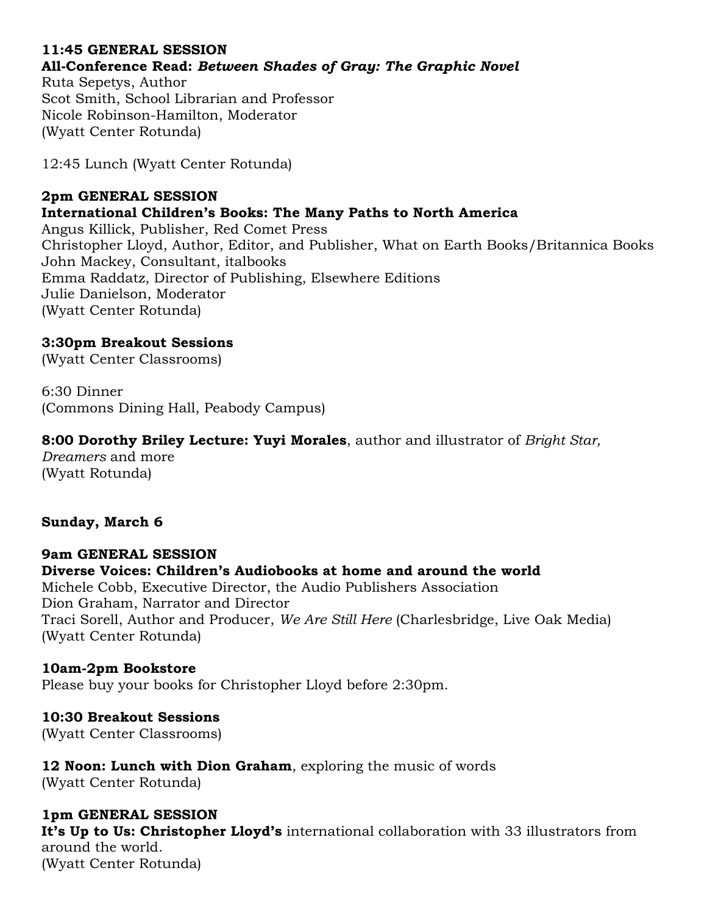**11:45 GENERAL SESSION**
**All-Conference Read: *Between Shades of Gray: The Graphic Novel***
Ruta Sepetys, Author
Scot Smith, School Librarian and Professor
Nicole Robinson-Hamilton, Moderator
(Wyatt Center Rotunda)

12:45 Lunch (Wyatt Center Rotunda)

**2pm GENERAL SESSION**
**International Children's Books: The Many Paths to North America**
Angus Killick, Publisher, Red Comet Press
Christopher Lloyd, Author, Editor, and Publisher, What on Earth Books/Britannica Books
John Mackey, Consultant, italbooks
Emma Raddatz, Director of Publishing, Elsewhere Editions
Julie Danielson, Moderator
(Wyatt Center Rotunda)

**3:30pm Breakout Sessions**
(Wyatt Center Classrooms)

6:30 Dinner
(Commons Dining Hall, Peabody Campus)

**8:00 Dorothy Briley Lecture: Yuyi Morales**, author and illustrator of *Bright Star, Dreamers* and more
(Wyatt Rotunda)

**Sunday, March 6**

**9am GENERAL SESSION**
**Diverse Voices: Children's Audiobooks at home and around the world**
Michele Cobb, Executive Director, the Audio Publishers Association
Dion Graham, Narrator and Director
Traci Sorell, Author and Producer, *We Are Still Here* (Charlesbridge, Live Oak Media)
(Wyatt Center Rotunda)

**10am-2pm Bookstore**
Please buy your books for Christopher Lloyd before 2:30pm.

**10:30 Breakout Sessions**
(Wyatt Center Classrooms)

**12 Noon: Lunch with Dion Graham**, exploring the music of words
(Wyatt Center Rotunda)

**1pm GENERAL SESSION**
**It's Up to Us: Christopher Lloyd's** international collaboration with 33 illustrators from around the world.
(Wyatt Center Rotunda)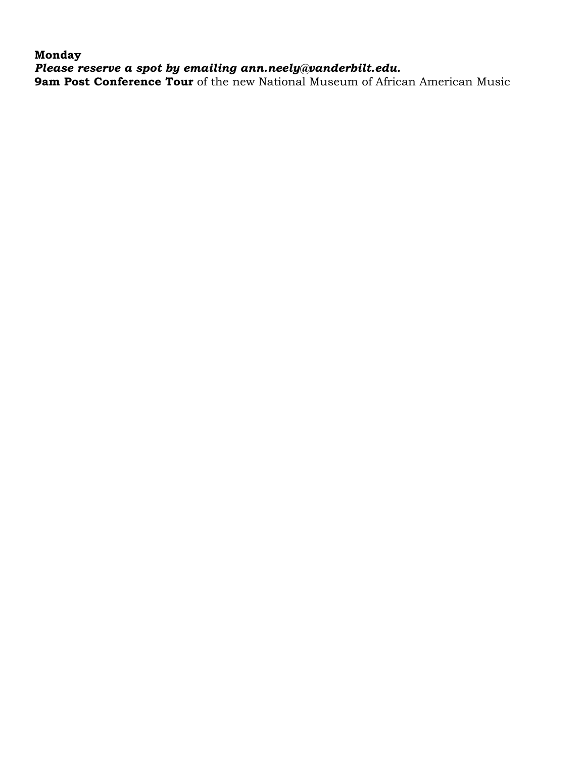**Monday**

***Please reserve a spot by emailing ann.neely@vanderbilt.edu.***

**9am Post Conference Tour** of the new National Museum of African American Music